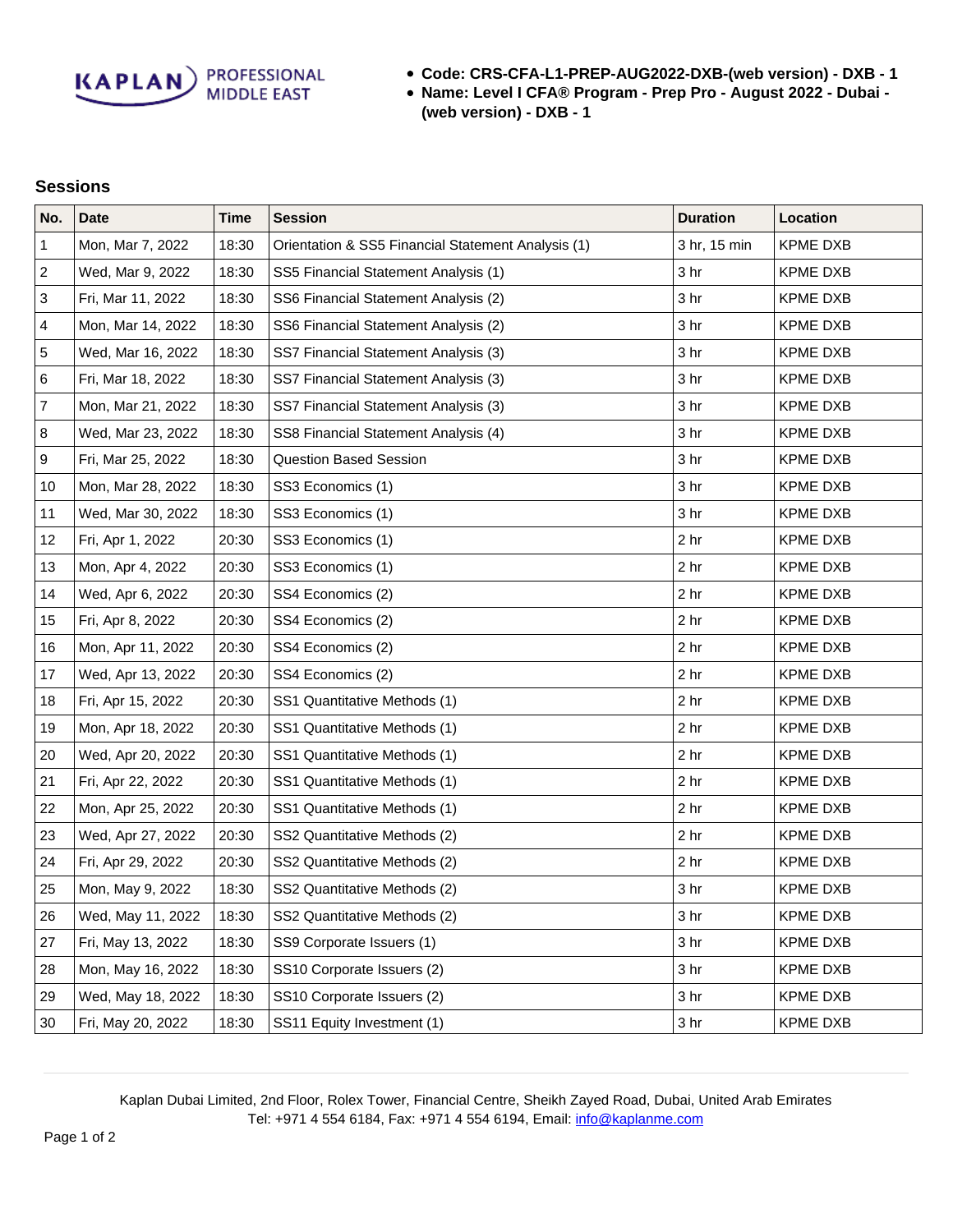KAPLAN PROFESSIONAL MIDDLE EAST

- **Code: CRS-CFA-L1-PREP-AUG2022-DXB-(web version) - DXB - 1**
- **Name: Level I CFA® Program - Prep Pro - August 2022 - Dubai - (web version) - DXB - 1**

## Sessions

| No. | Date | Time | Session | Duration | Location |
|---|---|---|---|---|---|
| 1 | Mon, Mar 7, 2022 | 18:30 | Orientation & SS5 Financial Statement Analysis (1) | 3 hr, 15 min | KPME DXB |
| 2 | Wed, Mar 9, 2022 | 18:30 | SS5 Financial Statement Analysis (1) | 3 hr | KPME DXB |
| 3 | Fri, Mar 11, 2022 | 18:30 | SS6 Financial Statement Analysis (2) | 3 hr | KPME DXB |
| 4 | Mon, Mar 14, 2022 | 18:30 | SS6 Financial Statement Analysis (2) | 3 hr | KPME DXB |
| 5 | Wed, Mar 16, 2022 | 18:30 | SS7 Financial Statement Analysis (3) | 3 hr | KPME DXB |
| 6 | Fri, Mar 18, 2022 | 18:30 | SS7 Financial Statement Analysis (3) | 3 hr | KPME DXB |
| 7 | Mon, Mar 21, 2022 | 18:30 | SS7 Financial Statement Analysis (3) | 3 hr | KPME DXB |
| 8 | Wed, Mar 23, 2022 | 18:30 | SS8 Financial Statement Analysis (4) | 3 hr | KPME DXB |
| 9 | Fri, Mar 25, 2022 | 18:30 | Question Based Session | 3 hr | KPME DXB |
| 10 | Mon, Mar 28, 2022 | 18:30 | SS3 Economics (1) | 3 hr | KPME DXB |
| 11 | Wed, Mar 30, 2022 | 18:30 | SS3 Economics (1) | 3 hr | KPME DXB |
| 12 | Fri, Apr 1, 2022 | 20:30 | SS3 Economics (1) | 2 hr | KPME DXB |
| 13 | Mon, Apr 4, 2022 | 20:30 | SS3 Economics (1) | 2 hr | KPME DXB |
| 14 | Wed, Apr 6, 2022 | 20:30 | SS4 Economics (2) | 2 hr | KPME DXB |
| 15 | Fri, Apr 8, 2022 | 20:30 | SS4 Economics (2) | 2 hr | KPME DXB |
| 16 | Mon, Apr 11, 2022 | 20:30 | SS4 Economics (2) | 2 hr | KPME DXB |
| 17 | Wed, Apr 13, 2022 | 20:30 | SS4 Economics (2) | 2 hr | KPME DXB |
| 18 | Fri, Apr 15, 2022 | 20:30 | SS1 Quantitative Methods (1) | 2 hr | KPME DXB |
| 19 | Mon, Apr 18, 2022 | 20:30 | SS1 Quantitative Methods (1) | 2 hr | KPME DXB |
| 20 | Wed, Apr 20, 2022 | 20:30 | SS1 Quantitative Methods (1) | 2 hr | KPME DXB |
| 21 | Fri, Apr 22, 2022 | 20:30 | SS1 Quantitative Methods (1) | 2 hr | KPME DXB |
| 22 | Mon, Apr 25, 2022 | 20:30 | SS1 Quantitative Methods (1) | 2 hr | KPME DXB |
| 23 | Wed, Apr 27, 2022 | 20:30 | SS2 Quantitative Methods (2) | 2 hr | KPME DXB |
| 24 | Fri, Apr 29, 2022 | 20:30 | SS2 Quantitative Methods (2) | 2 hr | KPME DXB |
| 25 | Mon, May 9, 2022 | 18:30 | SS2 Quantitative Methods (2) | 3 hr | KPME DXB |
| 26 | Wed, May 11, 2022 | 18:30 | SS2 Quantitative Methods (2) | 3 hr | KPME DXB |
| 27 | Fri, May 13, 2022 | 18:30 | SS9 Corporate Issuers (1) | 3 hr | KPME DXB |
| 28 | Mon, May 16, 2022 | 18:30 | SS10 Corporate Issuers (2) | 3 hr | KPME DXB |
| 29 | Wed, May 18, 2022 | 18:30 | SS10 Corporate Issuers (2) | 3 hr | KPME DXB |
| 30 | Fri, May 20, 2022 | 18:30 | SS11 Equity Investment (1) | 3 hr | KPME DXB |

Kaplan Dubai Limited, 2nd Floor, Rolex Tower, Financial Centre, Sheikh Zayed Road, Dubai, United Arab Emirates
Tel: +971 4 554 6184, Fax: +971 4 554 6194, Email: info@kaplanme.com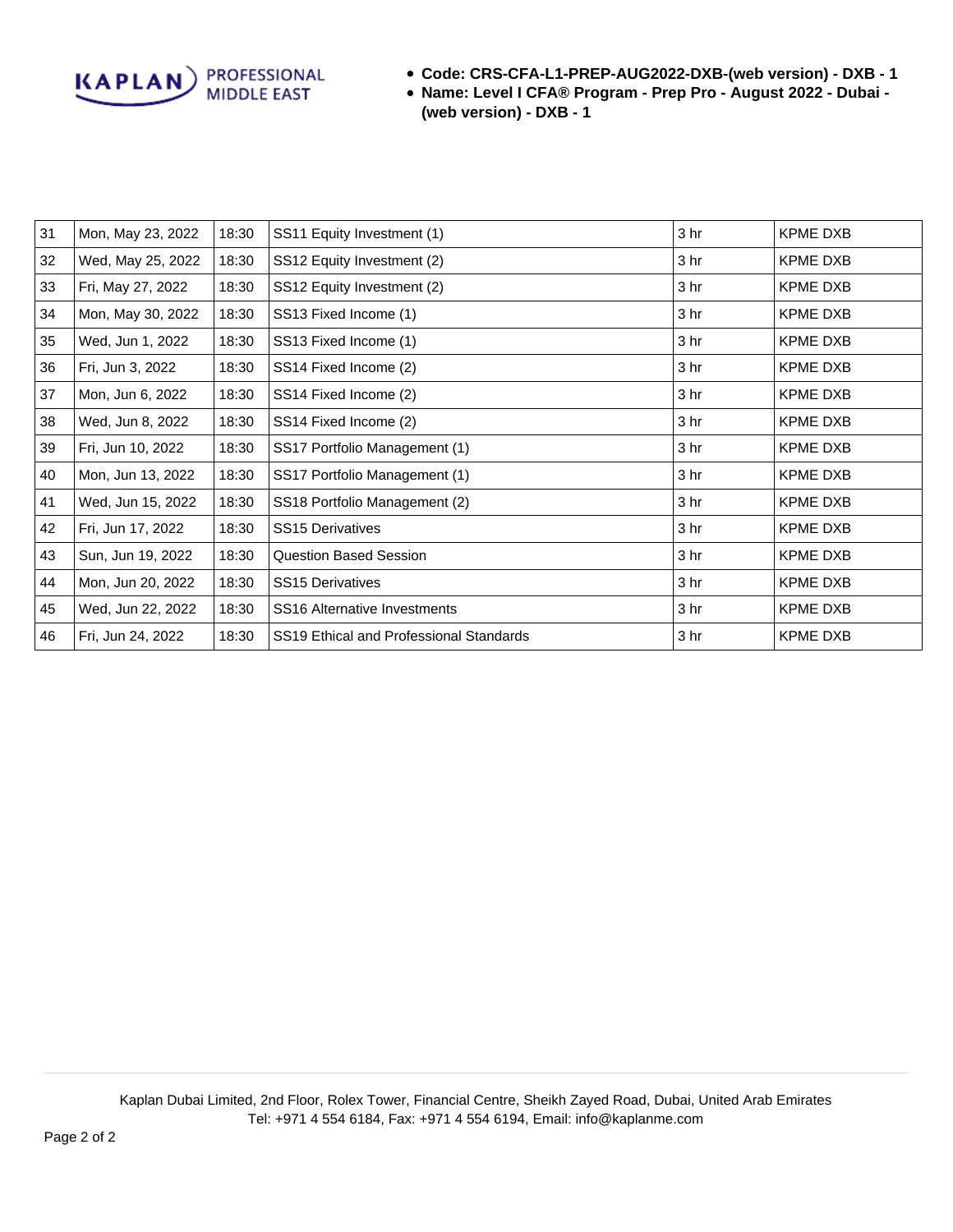- **Code: CRS-CFA-L1-PREP-AUG2022-DXB-(web version) - DXB - 1**
- **Name: Level I CFA® Program - Prep Pro - August 2022 - Dubai - (web version) - DXB - 1**

| | | | | | |
|---|---|---|---|---|---|
| 31 | Mon, May 23, 2022 | 18:30 | SS11 Equity Investment (1) | 3 hr | KPME DXB |
| 32 | Wed, May 25, 2022 | 18:30 | SS12 Equity Investment (2) | 3 hr | KPME DXB |
| 33 | Fri, May 27, 2022 | 18:30 | SS12 Equity Investment (2) | 3 hr | KPME DXB |
| 34 | Mon, May 30, 2022 | 18:30 | SS13 Fixed Income (1) | 3 hr | KPME DXB |
| 35 | Wed, Jun 1, 2022 | 18:30 | SS13 Fixed Income (1) | 3 hr | KPME DXB |
| 36 | Fri, Jun 3, 2022 | 18:30 | SS14 Fixed Income (2) | 3 hr | KPME DXB |
| 37 | Mon, Jun 6, 2022 | 18:30 | SS14 Fixed Income (2) | 3 hr | KPME DXB |
| 38 | Wed, Jun 8, 2022 | 18:30 | SS14 Fixed Income (2) | 3 hr | KPME DXB |
| 39 | Fri, Jun 10, 2022 | 18:30 | SS17 Portfolio Management (1) | 3 hr | KPME DXB |
| 40 | Mon, Jun 13, 2022 | 18:30 | SS17 Portfolio Management (1) | 3 hr | KPME DXB |
| 41 | Wed, Jun 15, 2022 | 18:30 | SS18 Portfolio Management (2) | 3 hr | KPME DXB |
| 42 | Fri, Jun 17, 2022 | 18:30 | SS15 Derivatives | 3 hr | KPME DXB |
| 43 | Sun, Jun 19, 2022 | 18:30 | Question Based Session | 3 hr | KPME DXB |
| 44 | Mon, Jun 20, 2022 | 18:30 | SS15 Derivatives | 3 hr | KPME DXB |
| 45 | Wed, Jun 22, 2022 | 18:30 | SS16 Alternative Investments | 3 hr | KPME DXB |
| 46 | Fri, Jun 24, 2022 | 18:30 | SS19 Ethical and Professional Standards | 3 hr | KPME DXB |

Kaplan Dubai Limited, 2nd Floor, Rolex Tower, Financial Centre, Sheikh Zayed Road, Dubai, United Arab Emirates
Tel: +971 4 554 6184, Fax: +971 4 554 6194, Email: info@kaplanme.com